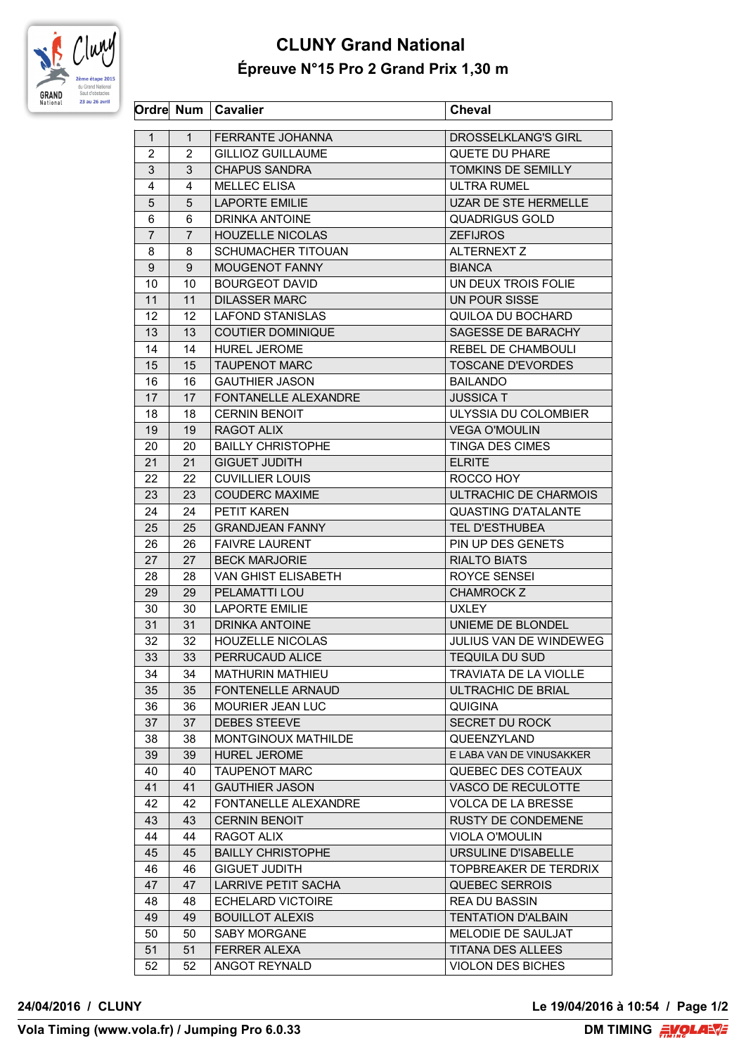# CLUNY Grand National

## Épreuve N°15 Pro 2 Grand Prix 1,30 m

| Ordre | Num | Cavalier | Cheval |
|---|---|---|---|
| 1 | 1 | FERRANTE JOHANNA | DROSSELKLANG'S GIRL |
| 2 | 2 | GILLIOZ GUILLAUME | QUETE DU PHARE |
| 3 | 3 | CHAPUS SANDRA | TOMKINS DE SEMILLY |
| 4 | 4 | MELLEC ELISA | ULTRA RUMEL |
| 5 | 5 | LAPORTE EMILIE | UZAR DE STE HERMELLE |
| 6 | 6 | DRINKA ANTOINE | QUADRIGUS GOLD |
| 7 | 7 | HOUZELLE NICOLAS | ZEFIJROS |
| 8 | 8 | SCHUMACHER TITOUAN | ALTERNEXT Z |
| 9 | 9 | MOUGENOT FANNY | BIANCA |
| 10 | 10 | BOURGEOT DAVID | UN DEUX TROIS FOLIE |
| 11 | 11 | DILASSER MARC | UN POUR SISSE |
| 12 | 12 | LAFOND STANISLAS | QUILOA DU BOCHARD |
| 13 | 13 | COUTIER DOMINIQUE | SAGESSE DE BARACHY |
| 14 | 14 | HUREL JEROME | REBEL DE CHAMBOULI |
| 15 | 15 | TAUPENOT MARC | TOSCANE D'EVORDES |
| 16 | 16 | GAUTHIER JASON | BAILANDO |
| 17 | 17 | FONTANELLE ALEXANDRE | JUSSICA T |
| 18 | 18 | CERNIN BENOIT | ULYSSIA DU COLOMBIER |
| 19 | 19 | RAGOT ALIX | VEGA O'MOULIN |
| 20 | 20 | BAILLY CHRISTOPHE | TINGA DES CIMES |
| 21 | 21 | GIGUET JUDITH | ELRITE |
| 22 | 22 | CUVILLIER LOUIS | ROCCO HOY |
| 23 | 23 | COUDERC MAXIME | ULTRACHIC DE CHARMOIS |
| 24 | 24 | PETIT KAREN | QUASTING D'ATALANTE |
| 25 | 25 | GRANDJEAN FANNY | TEL D'ESTHUBEA |
| 26 | 26 | FAIVRE LAURENT | PIN UP DES GENETS |
| 27 | 27 | BECK MARJORIE | RIALTO BIATS |
| 28 | 28 | VAN GHIST ELISABETH | ROYCE SENSEI |
| 29 | 29 | PELAMATTI LOU | CHAMROCK Z |
| 30 | 30 | LAPORTE EMILIE | UXLEY |
| 31 | 31 | DRINKA ANTOINE | UNIEME DE BLONDEL |
| 32 | 32 | HOUZELLE NICOLAS | JULIUS VAN DE WINDEWEG |
| 33 | 33 | PERRUCAUD ALICE | TEQUILA DU SUD |
| 34 | 34 | MATHURIN MATHIEU | TRAVIATA DE LA VIOLLE |
| 35 | 35 | FONTENELLE ARNAUD | ULTRACHIC DE BRIAL |
| 36 | 36 | MOURIER JEAN LUC | QUIGINA |
| 37 | 37 | DEBES STEEVE | SECRET DU ROCK |
| 38 | 38 | MONTGINOUX MATHILDE | QUEENZYLAND |
| 39 | 39 | HUREL JEROME | E LABA VAN DE VINUSAKKER |
| 40 | 40 | TAUPENOT MARC | QUEBEC DES COTEAUX |
| 41 | 41 | GAUTHIER JASON | VASCO DE RECULOTTE |
| 42 | 42 | FONTANELLE ALEXANDRE | VOLCA DE LA BRESSE |
| 43 | 43 | CERNIN BENOIT | RUSTY DE CONDEMENE |
| 44 | 44 | RAGOT ALIX | VIOLA O'MOULIN |
| 45 | 45 | BAILLY CHRISTOPHE | URSULINE D'ISABELLE |
| 46 | 46 | GIGUET JUDITH | TOPBREAKER DE TERDRIX |
| 47 | 47 | LARRIVE PETIT SACHA | QUEBEC SERROIS |
| 48 | 48 | ECHELARD VICTOIRE | REA DU BASSIN |
| 49 | 49 | BOUILLOT ALEXIS | TENTATION D'ALBAIN |
| 50 | 50 | SABY MORGANE | MELODIE DE SAULJAT |
| 51 | 51 | FERRER ALEXA | TITANA DES ALLEES |
| 52 | 52 | ANGOT REYNALD | VIOLON DES BICHES |

**24/04/2016 / CLUNY** — **Le 19/04/2016 à 10:54**

**Vola Timing (www.vola.fr) / Jumping Pro 6.0.33** — **DM TIMING**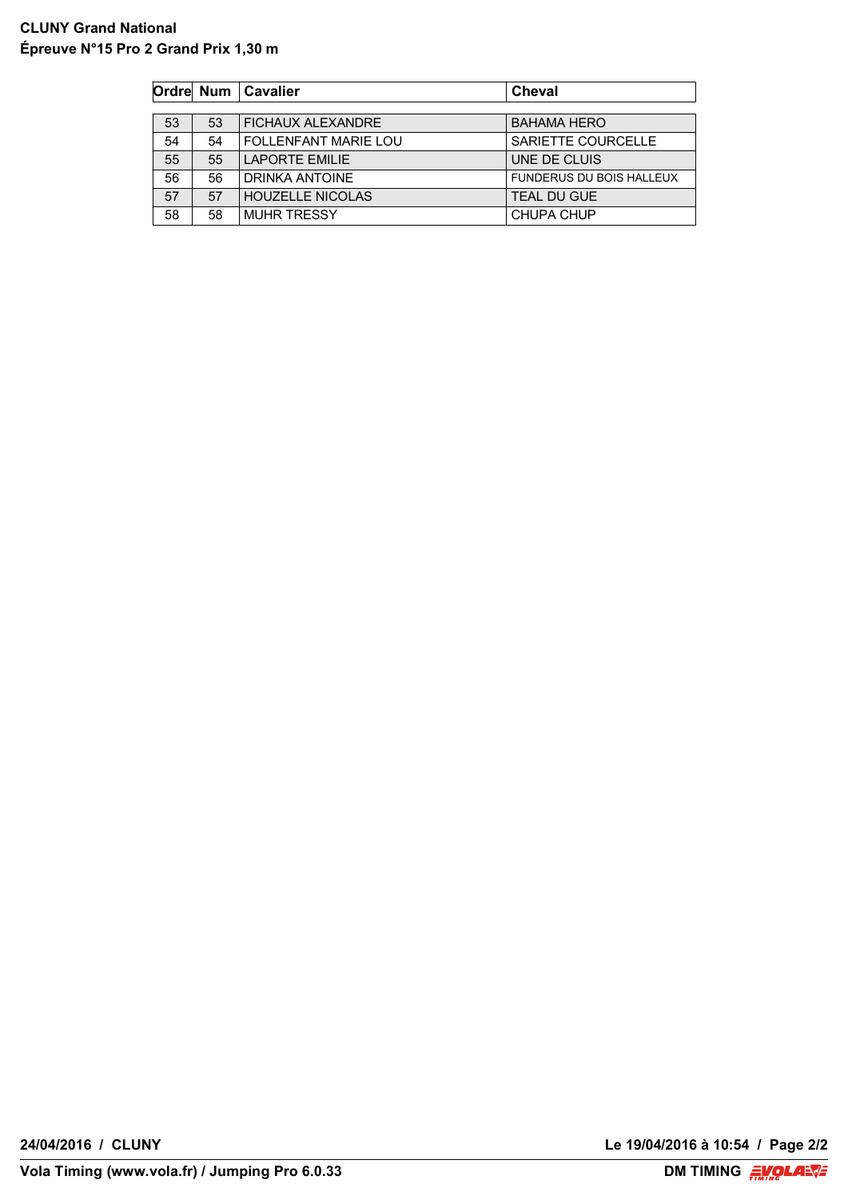**CLUNY Grand National**

**Épreuve N°15 Pro 2 Grand Prix 1,30 m**

| Ordre | Num | Cavalier | Cheval |
|---|---|---|---|
| 53 | 53 | FICHAUX ALEXANDRE | BAHAMA HERO |
| 54 | 54 | FOLLENFANT MARIE LOU | SARIETTE COURCELLE |
| 55 | 55 | LAPORTE EMILIE | UNE DE CLUIS |
| 56 | 56 | DRINKA ANTOINE | FUNDERUS DU BOIS HALLEUX |
| 57 | 57 | HOUZELLE NICOLAS | TEAL DU GUE |
| 58 | 58 | MUHR TRESSY | CHUPA CHUP |